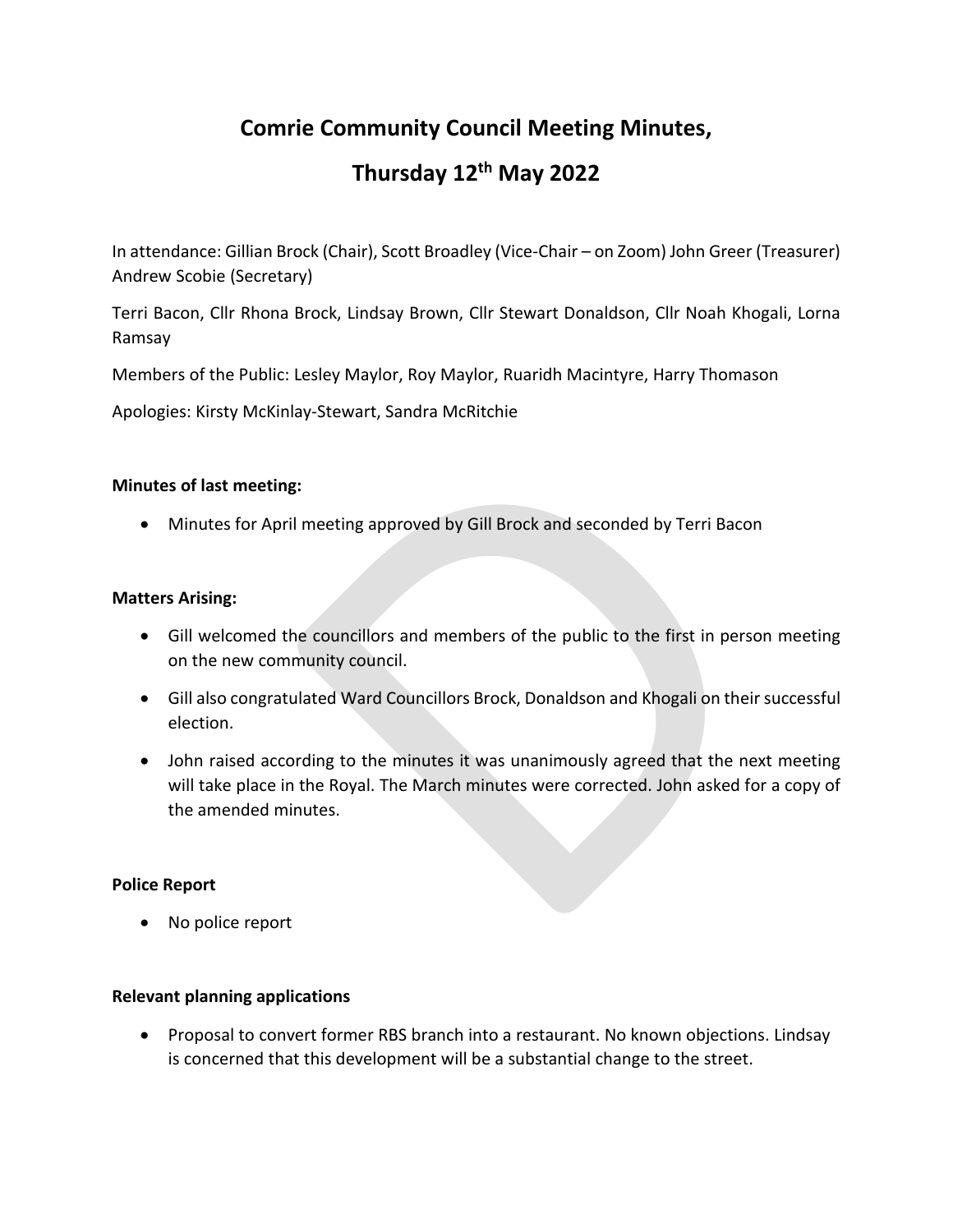# Comrie Community Council Meeting Minutes,

# Thursday 12th May 2022

In attendance: Gillian Brock (Chair), Scott Broadley (Vice-Chair – on Zoom) John Greer (Treasurer) Andrew Scobie (Secretary)

Terri Bacon, Cllr Rhona Brock, Lindsay Brown, Cllr Stewart Donaldson, Cllr Noah Khogali, Lorna Ramsay

Members of the Public: Lesley Maylor, Roy Maylor, Ruaridh Macintyre, Harry Thomason

Apologies: Kirsty McKinlay-Stewart, Sandra McRitchie

**Minutes of last meeting:**

- Minutes for April meeting approved by Gill Brock and seconded by Terri Bacon

**Matters Arising:**

- Gill welcomed the councillors and members of the public to the first in person meeting on the new community council.
- Gill also congratulated Ward Councillors Brock, Donaldson and Khogali on their successful election.
- John raised according to the minutes it was unanimously agreed that the next meeting will take place in the Royal. The March minutes were corrected. John asked for a copy of the amended minutes.

**Police Report**

- No police report

**Relevant planning applications**

- Proposal to convert former RBS branch into a restaurant. No known objections. Lindsay is concerned that this development will be a substantial change to the street.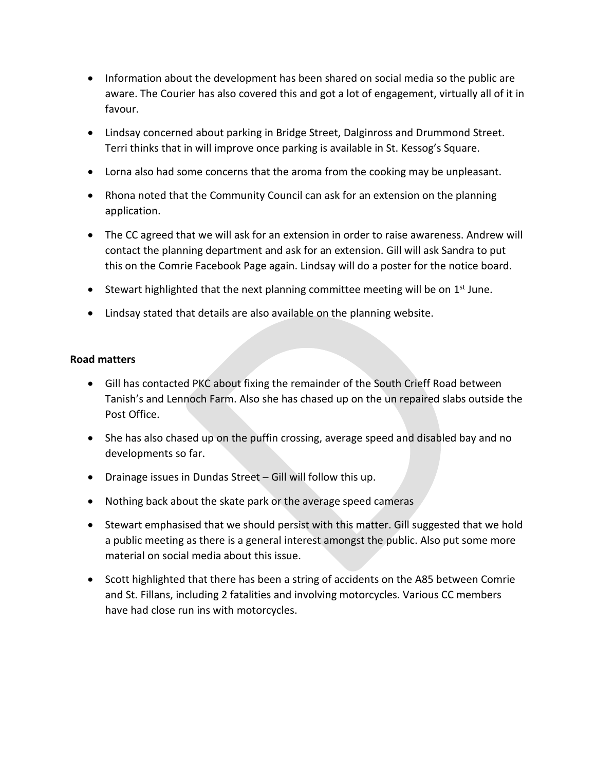- Information about the development has been shared on social media so the public are aware. The Courier has also covered this and got a lot of engagement, virtually all of it in favour.
- Lindsay concerned about parking in Bridge Street, Dalginross and Drummond Street. Terri thinks that in will improve once parking is available in St. Kessog's Square.
- Lorna also had some concerns that the aroma from the cooking may be unpleasant.
- Rhona noted that the Community Council can ask for an extension on the planning application.
- The CC agreed that we will ask for an extension in order to raise awareness. Andrew will contact the planning department and ask for an extension. Gill will ask Sandra to put this on the Comrie Facebook Page again. Lindsay will do a poster for the notice board.
- Stewart highlighted that the next planning committee meeting will be on 1st June.
- Lindsay stated that details are also available on the planning website.

**Road matters**

- Gill has contacted PKC about fixing the remainder of the South Crieff Road between Tanish's and Lennoch Farm. Also she has chased up on the un repaired slabs outside the Post Office.
- She has also chased up on the puffin crossing, average speed and disabled bay and no developments so far.
- Drainage issues in Dundas Street – Gill will follow this up.
- Nothing back about the skate park or the average speed cameras
- Stewart emphasised that we should persist with this matter. Gill suggested that we hold a public meeting as there is a general interest amongst the public. Also put some more material on social media about this issue.
- Scott highlighted that there has been a string of accidents on the A85 between Comrie and St. Fillans, including 2 fatalities and involving motorcycles. Various CC members have had close run ins with motorcycles.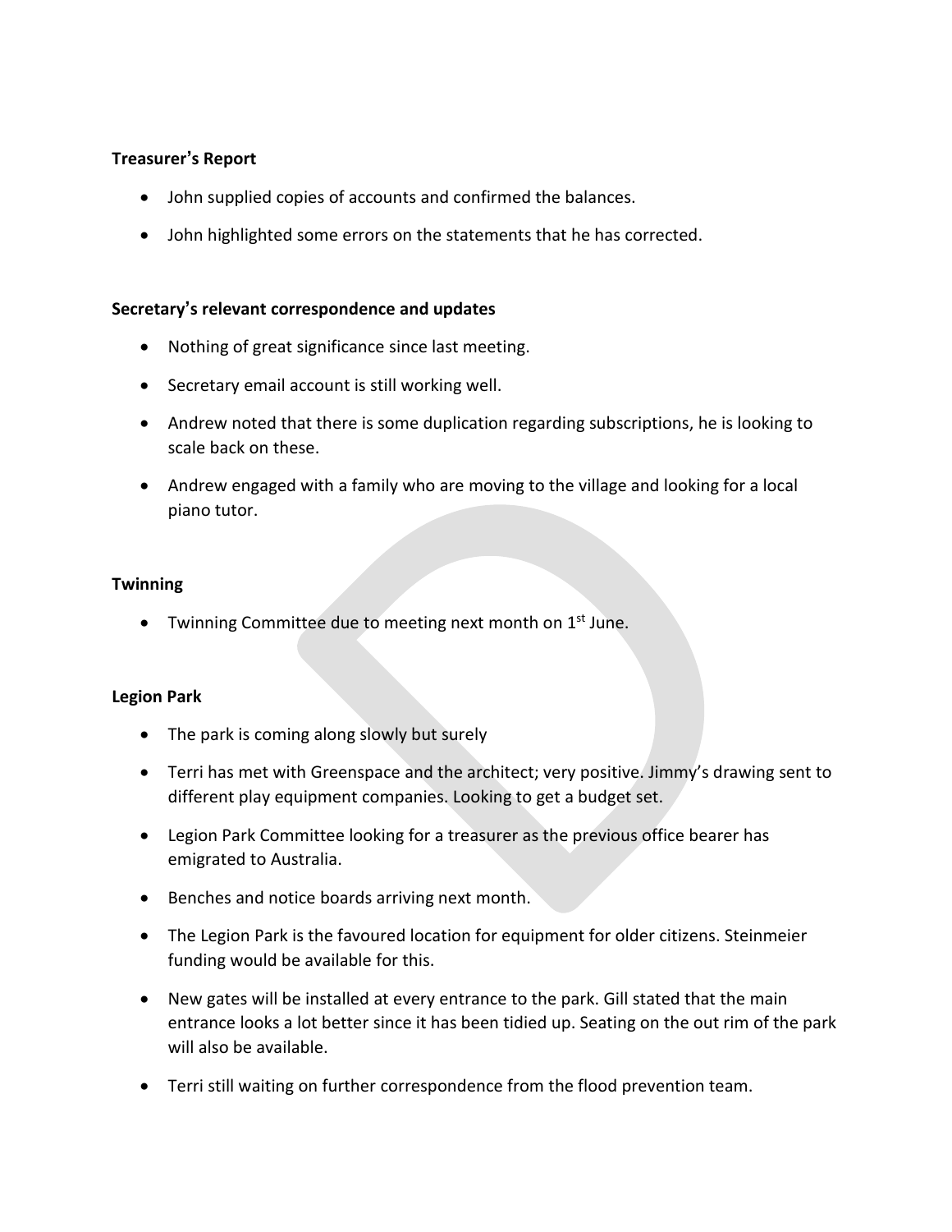**Treasurer's Report**

- John supplied copies of accounts and confirmed the balances.
- John highlighted some errors on the statements that he has corrected.

**Secretary's relevant correspondence and updates**

- Nothing of great significance since last meeting.
- Secretary email account is still working well.
- Andrew noted that there is some duplication regarding subscriptions, he is looking to scale back on these.
- Andrew engaged with a family who are moving to the village and looking for a local piano tutor.

**Twinning**

- Twinning Committee due to meeting next month on 1st June.

**Legion Park**

- The park is coming along slowly but surely
- Terri has met with Greenspace and the architect; very positive. Jimmy's drawing sent to different play equipment companies. Looking to get a budget set.
- Legion Park Committee looking for a treasurer as the previous office bearer has emigrated to Australia.
- Benches and notice boards arriving next month.
- The Legion Park is the favoured location for equipment for older citizens. Steinmeier funding would be available for this.
- New gates will be installed at every entrance to the park. Gill stated that the main entrance looks a lot better since it has been tidied up. Seating on the out rim of the park will also be available.
- Terri still waiting on further correspondence from the flood prevention team.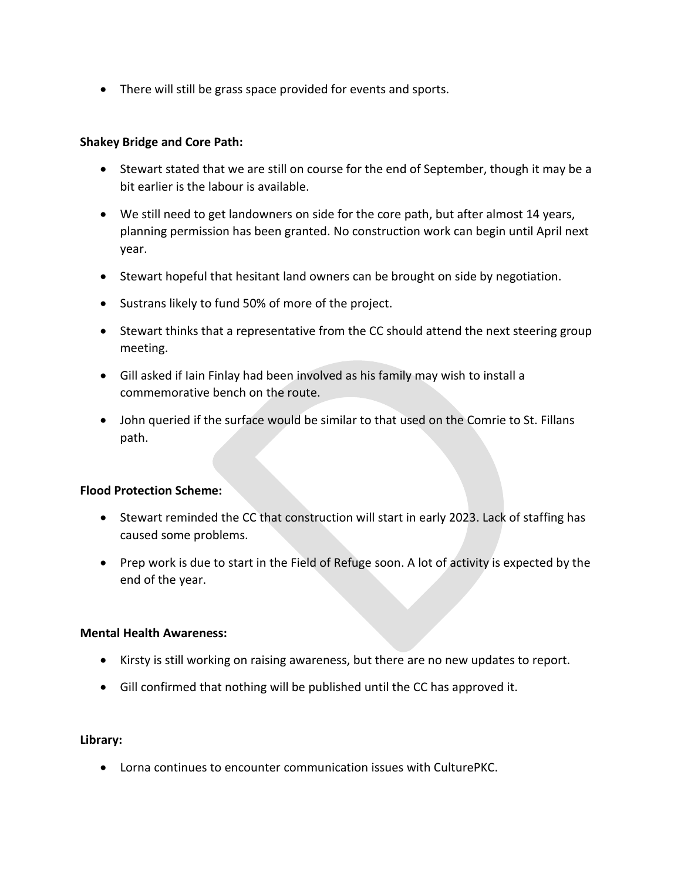- There will still be grass space provided for events and sports.

**Shakey Bridge and Core Path:**

- Stewart stated that we are still on course for the end of September, though it may be a bit earlier is the labour is available.
- We still need to get landowners on side for the core path, but after almost 14 years, planning permission has been granted. No construction work can begin until April next year.
- Stewart hopeful that hesitant land owners can be brought on side by negotiation.
- Sustrans likely to fund 50% of more of the project.
- Stewart thinks that a representative from the CC should attend the next steering group meeting.
- Gill asked if Iain Finlay had been involved as his family may wish to install a commemorative bench on the route.
- John queried if the surface would be similar to that used on the Comrie to St. Fillans path.

**Flood Protection Scheme:**

- Stewart reminded the CC that construction will start in early 2023. Lack of staffing has caused some problems.
- Prep work is due to start in the Field of Refuge soon. A lot of activity is expected by the end of the year.

**Mental Health Awareness:**

- Kirsty is still working on raising awareness, but there are no new updates to report.
- Gill confirmed that nothing will be published until the CC has approved it.

**Library:**

- Lorna continues to encounter communication issues with CulturePKC.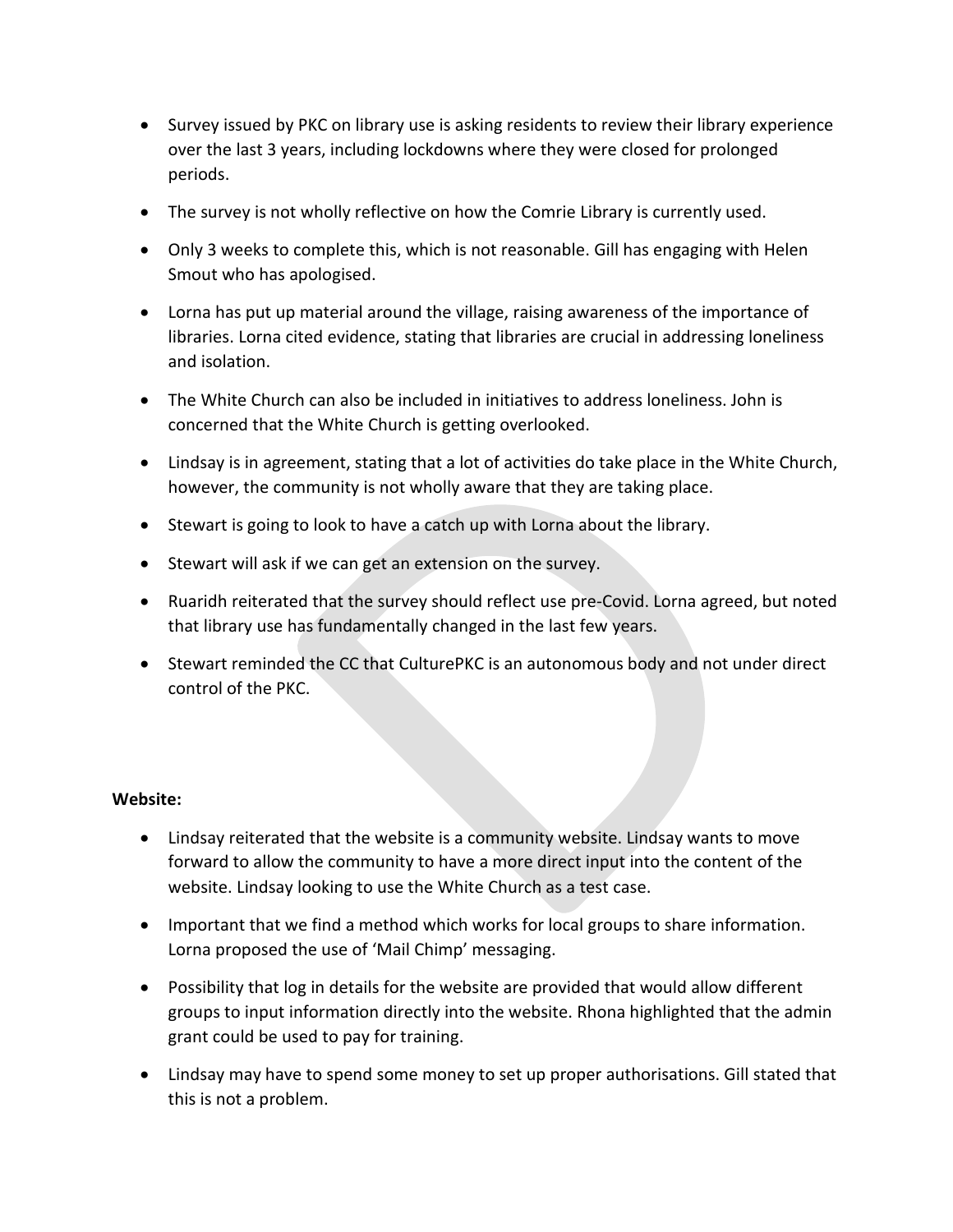- Survey issued by PKC on library use is asking residents to review their library experience over the last 3 years, including lockdowns where they were closed for prolonged periods.
- The survey is not wholly reflective on how the Comrie Library is currently used.
- Only 3 weeks to complete this, which is not reasonable. Gill has engaging with Helen Smout who has apologised.
- Lorna has put up material around the village, raising awareness of the importance of libraries. Lorna cited evidence, stating that libraries are crucial in addressing loneliness and isolation.
- The White Church can also be included in initiatives to address loneliness. John is concerned that the White Church is getting overlooked.
- Lindsay is in agreement, stating that a lot of activities do take place in the White Church, however, the community is not wholly aware that they are taking place.
- Stewart is going to look to have a catch up with Lorna about the library.
- Stewart will ask if we can get an extension on the survey.
- Ruaridh reiterated that the survey should reflect use pre-Covid. Lorna agreed, but noted that library use has fundamentally changed in the last few years.
- Stewart reminded the CC that CulturePKC is an autonomous body and not under direct control of the PKC.

**Website:**

- Lindsay reiterated that the website is a community website. Lindsay wants to move forward to allow the community to have a more direct input into the content of the website. Lindsay looking to use the White Church as a test case.
- Important that we find a method which works for local groups to share information. Lorna proposed the use of 'Mail Chimp' messaging.
- Possibility that log in details for the website are provided that would allow different groups to input information directly into the website. Rhona highlighted that the admin grant could be used to pay for training.
- Lindsay may have to spend some money to set up proper authorisations. Gill stated that this is not a problem.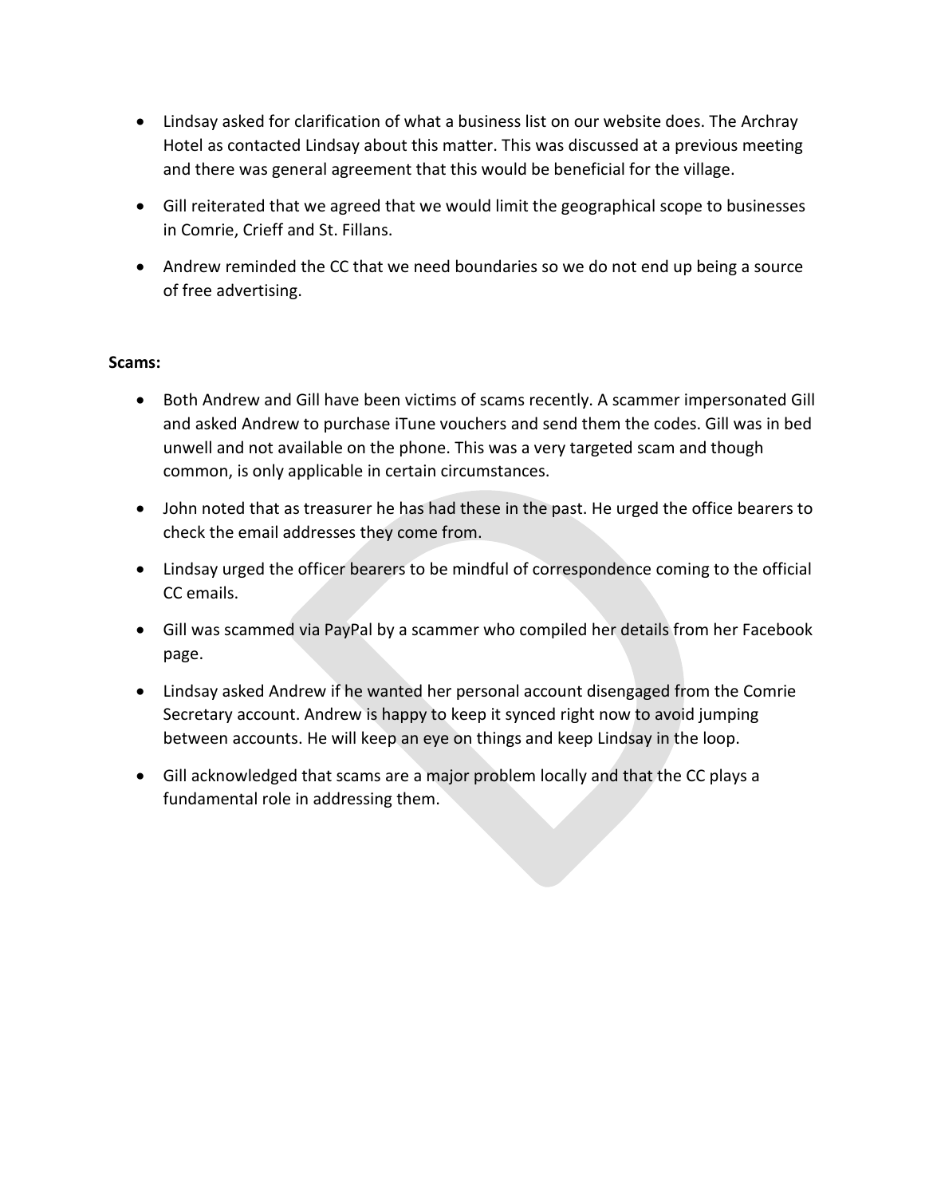- Lindsay asked for clarification of what a business list on our website does. The Archray Hotel as contacted Lindsay about this matter. This was discussed at a previous meeting and there was general agreement that this would be beneficial for the village.
- Gill reiterated that we agreed that we would limit the geographical scope to businesses in Comrie, Crieff and St. Fillans.
- Andrew reminded the CC that we need boundaries so we do not end up being a source of free advertising.

**Scams:**

- Both Andrew and Gill have been victims of scams recently. A scammer impersonated Gill and asked Andrew to purchase iTune vouchers and send them the codes. Gill was in bed unwell and not available on the phone. This was a very targeted scam and though common, is only applicable in certain circumstances.
- John noted that as treasurer he has had these in the past. He urged the office bearers to check the email addresses they come from.
- Lindsay urged the officer bearers to be mindful of correspondence coming to the official CC emails.
- Gill was scammed via PayPal by a scammer who compiled her details from her Facebook page.
- Lindsay asked Andrew if he wanted her personal account disengaged from the Comrie Secretary account. Andrew is happy to keep it synced right now to avoid jumping between accounts. He will keep an eye on things and keep Lindsay in the loop.
- Gill acknowledged that scams are a major problem locally and that the CC plays a fundamental role in addressing them.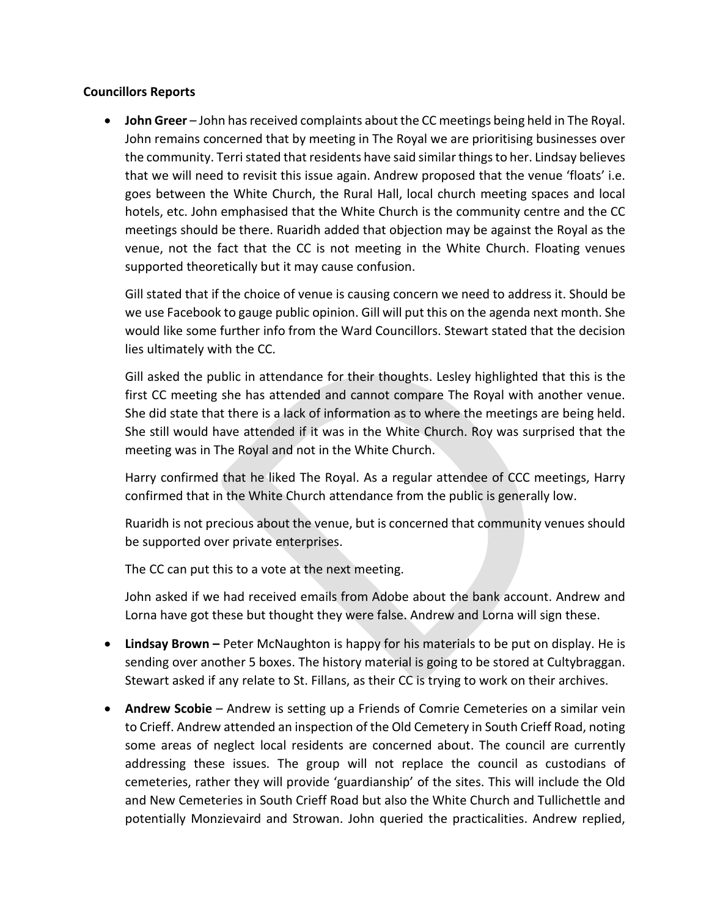**Councillors Reports**

- **John Greer** – John has received complaints about the CC meetings being held in The Royal. John remains concerned that by meeting in The Royal we are prioritising businesses over the community. Terri stated that residents have said similar things to her. Lindsay believes that we will need to revisit this issue again. Andrew proposed that the venue 'floats' i.e. goes between the White Church, the Rural Hall, local church meeting spaces and local hotels, etc. John emphasised that the White Church is the community centre and the CC meetings should be there. Ruaridh added that objection may be against the Royal as the venue, not the fact that the CC is not meeting in the White Church. Floating venues supported theoretically but it may cause confusion.

  Gill stated that if the choice of venue is causing concern we need to address it. Should be we use Facebook to gauge public opinion. Gill will put this on the agenda next month. She would like some further info from the Ward Councillors. Stewart stated that the decision lies ultimately with the CC.

  Gill asked the public in attendance for their thoughts. Lesley highlighted that this is the first CC meeting she has attended and cannot compare The Royal with another venue. She did state that there is a lack of information as to where the meetings are being held. She still would have attended if it was in the White Church. Roy was surprised that the meeting was in The Royal and not in the White Church.

  Harry confirmed that he liked The Royal. As a regular attendee of CCC meetings, Harry confirmed that in the White Church attendance from the public is generally low.

  Ruaridh is not precious about the venue, but is concerned that community venues should be supported over private enterprises.

  The CC can put this to a vote at the next meeting.

  John asked if we had received emails from Adobe about the bank account. Andrew and Lorna have got these but thought they were false. Andrew and Lorna will sign these.

- **Lindsay Brown –** Peter McNaughton is happy for his materials to be put on display. He is sending over another 5 boxes. The history material is going to be stored at Cultybraggan. Stewart asked if any relate to St. Fillans, as their CC is trying to work on their archives.

- **Andrew Scobie** – Andrew is setting up a Friends of Comrie Cemeteries on a similar vein to Crieff. Andrew attended an inspection of the Old Cemetery in South Crieff Road, noting some areas of neglect local residents are concerned about. The council are currently addressing these issues. The group will not replace the council as custodians of cemeteries, rather they will provide 'guardianship' of the sites. This will include the Old and New Cemeteries in South Crieff Road but also the White Church and Tullichettle and potentially Monzievaird and Strowan. John queried the practicalities. Andrew replied,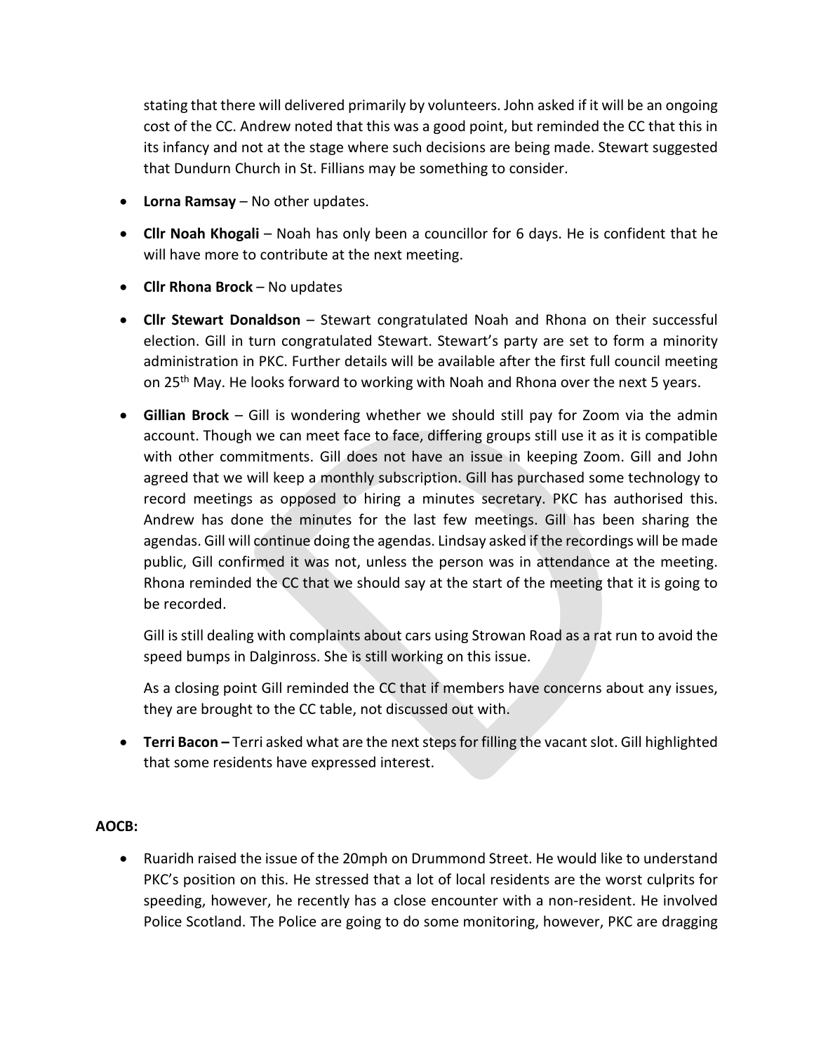stating that there will delivered primarily by volunteers. John asked if it will be an ongoing cost of the CC. Andrew noted that this was a good point, but reminded the CC that this in its infancy and not at the stage where such decisions are being made. Stewart suggested that Dundurn Church in St. Fillians may be something to consider.

- **Lorna Ramsay** – No other updates.
- **Cllr Noah Khogali** – Noah has only been a councillor for 6 days. He is confident that he will have more to contribute at the next meeting.
- **Cllr Rhona Brock** – No updates
- **Cllr Stewart Donaldson** – Stewart congratulated Noah and Rhona on their successful election. Gill in turn congratulated Stewart. Stewart's party are set to form a minority administration in PKC. Further details will be available after the first full council meeting on 25th May. He looks forward to working with Noah and Rhona over the next 5 years.
- **Gillian Brock** – Gill is wondering whether we should still pay for Zoom via the admin account. Though we can meet face to face, differing groups still use it as it is compatible with other commitments. Gill does not have an issue in keeping Zoom. Gill and John agreed that we will keep a monthly subscription. Gill has purchased some technology to record meetings as opposed to hiring a minutes secretary. PKC has authorised this. Andrew has done the minutes for the last few meetings. Gill has been sharing the agendas. Gill will continue doing the agendas. Lindsay asked if the recordings will be made public, Gill confirmed it was not, unless the person was in attendance at the meeting. Rhona reminded the CC that we should say at the start of the meeting that it is going to be recorded.

  Gill is still dealing with complaints about cars using Strowan Road as a rat run to avoid the speed bumps in Dalginross. She is still working on this issue.

  As a closing point Gill reminded the CC that if members have concerns about any issues, they are brought to the CC table, not discussed out with.

- **Terri Bacon** – Terri asked what are the next steps for filling the vacant slot. Gill highlighted that some residents have expressed interest.

**AOCB:**

- Ruaridh raised the issue of the 20mph on Drummond Street. He would like to understand PKC's position on this. He stressed that a lot of local residents are the worst culprits for speeding, however, he recently has a close encounter with a non-resident. He involved Police Scotland. The Police are going to do some monitoring, however, PKC are dragging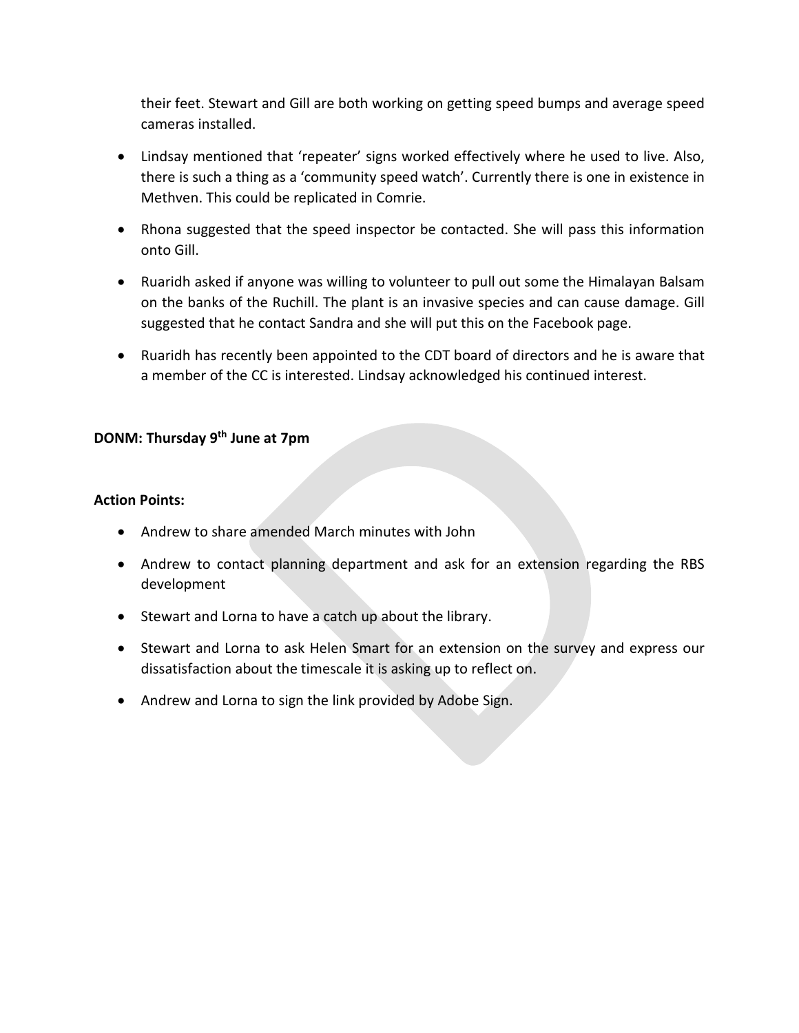their feet. Stewart and Gill are both working on getting speed bumps and average speed cameras installed.

- Lindsay mentioned that 'repeater' signs worked effectively where he used to live. Also, there is such a thing as a 'community speed watch'. Currently there is one in existence in Methven. This could be replicated in Comrie.
- Rhona suggested that the speed inspector be contacted. She will pass this information onto Gill.
- Ruaridh asked if anyone was willing to volunteer to pull out some the Himalayan Balsam on the banks of the Ruchill. The plant is an invasive species and can cause damage. Gill suggested that he contact Sandra and she will put this on the Facebook page.
- Ruaridh has recently been appointed to the CDT board of directors and he is aware that a member of the CC is interested. Lindsay acknowledged his continued interest.

**DONM: Thursday 9th June at 7pm**

**Action Points:**

- Andrew to share amended March minutes with John
- Andrew to contact planning department and ask for an extension regarding the RBS development
- Stewart and Lorna to have a catch up about the library.
- Stewart and Lorna to ask Helen Smart for an extension on the survey and express our dissatisfaction about the timescale it is asking up to reflect on.
- Andrew and Lorna to sign the link provided by Adobe Sign.